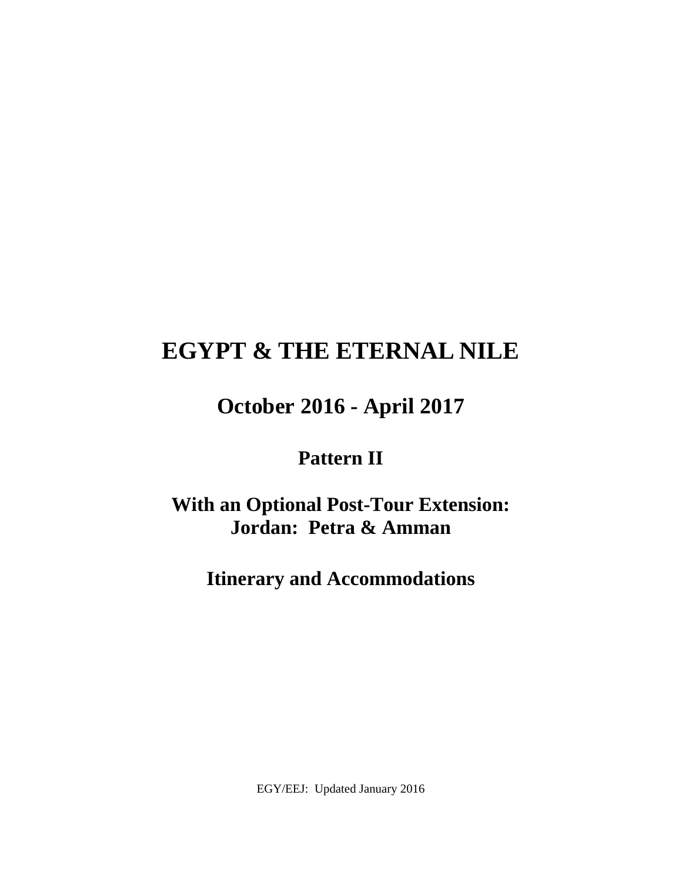# EGYPT & THE ETERNAL NILE

## October 2016 - April 2017

### Pattern II

### With an Optional Post-Tour Extension: Jordan: Petra & Amman

### Itinerary and Accommodations

EGY/EEJ: Updated January 2016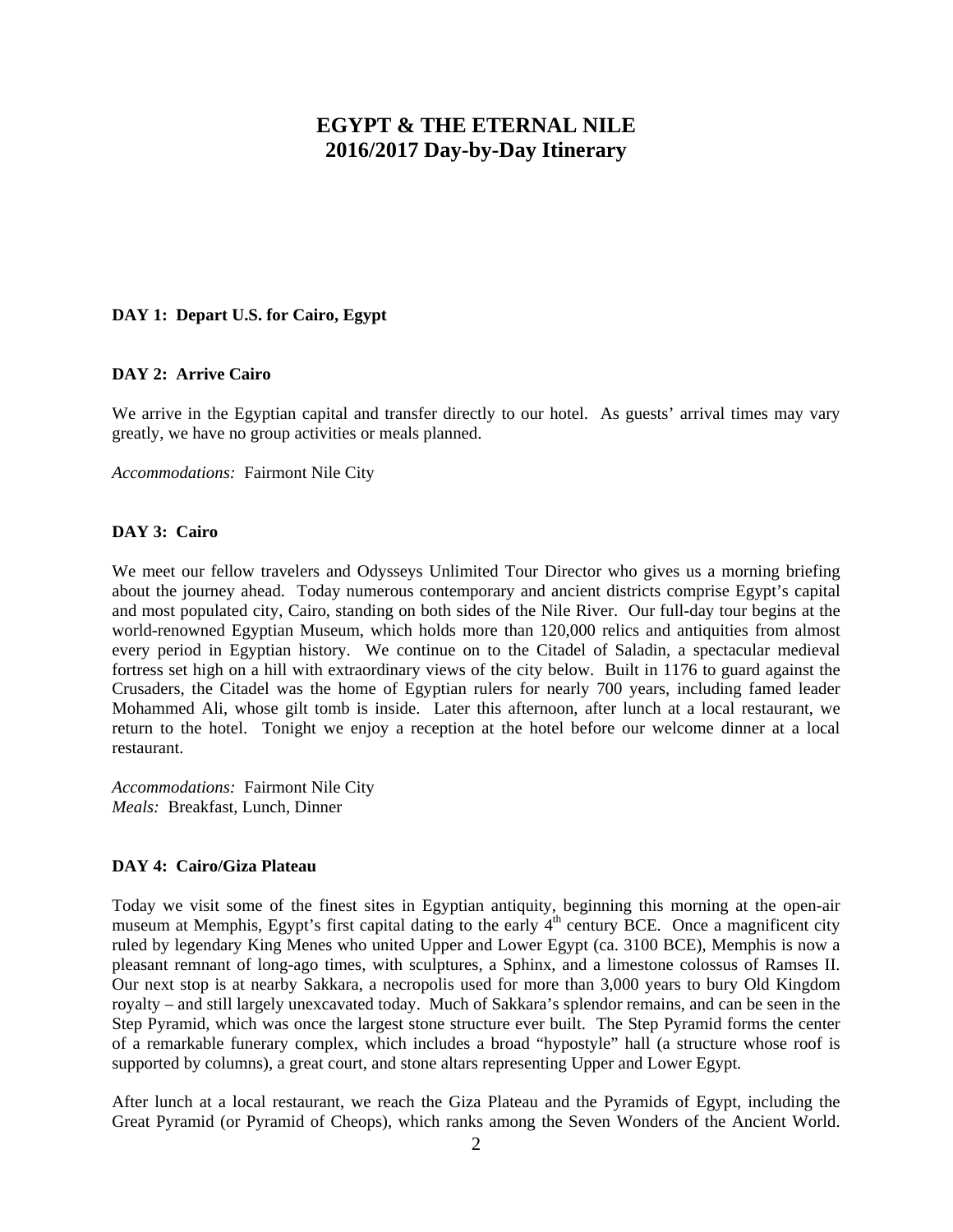# EGYPT & THE ETERNAL NILE
## 2016/2017 Day-by-Day Itinerary

**DAY 1: Depart U.S. for Cairo, Egypt**

**DAY 2: Arrive Cairo**

We arrive in the Egyptian capital and transfer directly to our hotel. As guests' arrival times may vary greatly, we have no group activities or meals planned.

*Accommodations:* Fairmont Nile City

**DAY 3: Cairo**

We meet our fellow travelers and Odysseys Unlimited Tour Director who gives us a morning briefing about the journey ahead. Today numerous contemporary and ancient districts comprise Egypt's capital and most populated city, Cairo, standing on both sides of the Nile River. Our full-day tour begins at the world-renowned Egyptian Museum, which holds more than 120,000 relics and antiquities from almost every period in Egyptian history. We continue on to the Citadel of Saladin, a spectacular medieval fortress set high on a hill with extraordinary views of the city below. Built in 1176 to guard against the Crusaders, the Citadel was the home of Egyptian rulers for nearly 700 years, including famed leader Mohammed Ali, whose gilt tomb is inside. Later this afternoon, after lunch at a local restaurant, we return to the hotel. Tonight we enjoy a reception at the hotel before our welcome dinner at a local restaurant.

*Accommodations:* Fairmont Nile City
*Meals:* Breakfast, Lunch, Dinner

**DAY 4: Cairo/Giza Plateau**

Today we visit some of the finest sites in Egyptian antiquity, beginning this morning at the open-air museum at Memphis, Egypt's first capital dating to the early 4th century BCE. Once a magnificent city ruled by legendary King Menes who united Upper and Lower Egypt (ca. 3100 BCE), Memphis is now a pleasant remnant of long-ago times, with sculptures, a Sphinx, and a limestone colossus of Ramses II. Our next stop is at nearby Sakkara, a necropolis used for more than 3,000 years to bury Old Kingdom royalty – and still largely unexcavated today. Much of Sakkara's splendor remains, and can be seen in the Step Pyramid, which was once the largest stone structure ever built. The Step Pyramid forms the center of a remarkable funerary complex, which includes a broad "hypostyle" hall (a structure whose roof is supported by columns), a great court, and stone altars representing Upper and Lower Egypt.

After lunch at a local restaurant, we reach the Giza Plateau and the Pyramids of Egypt, including the Great Pyramid (or Pyramid of Cheops), which ranks among the Seven Wonders of the Ancient World.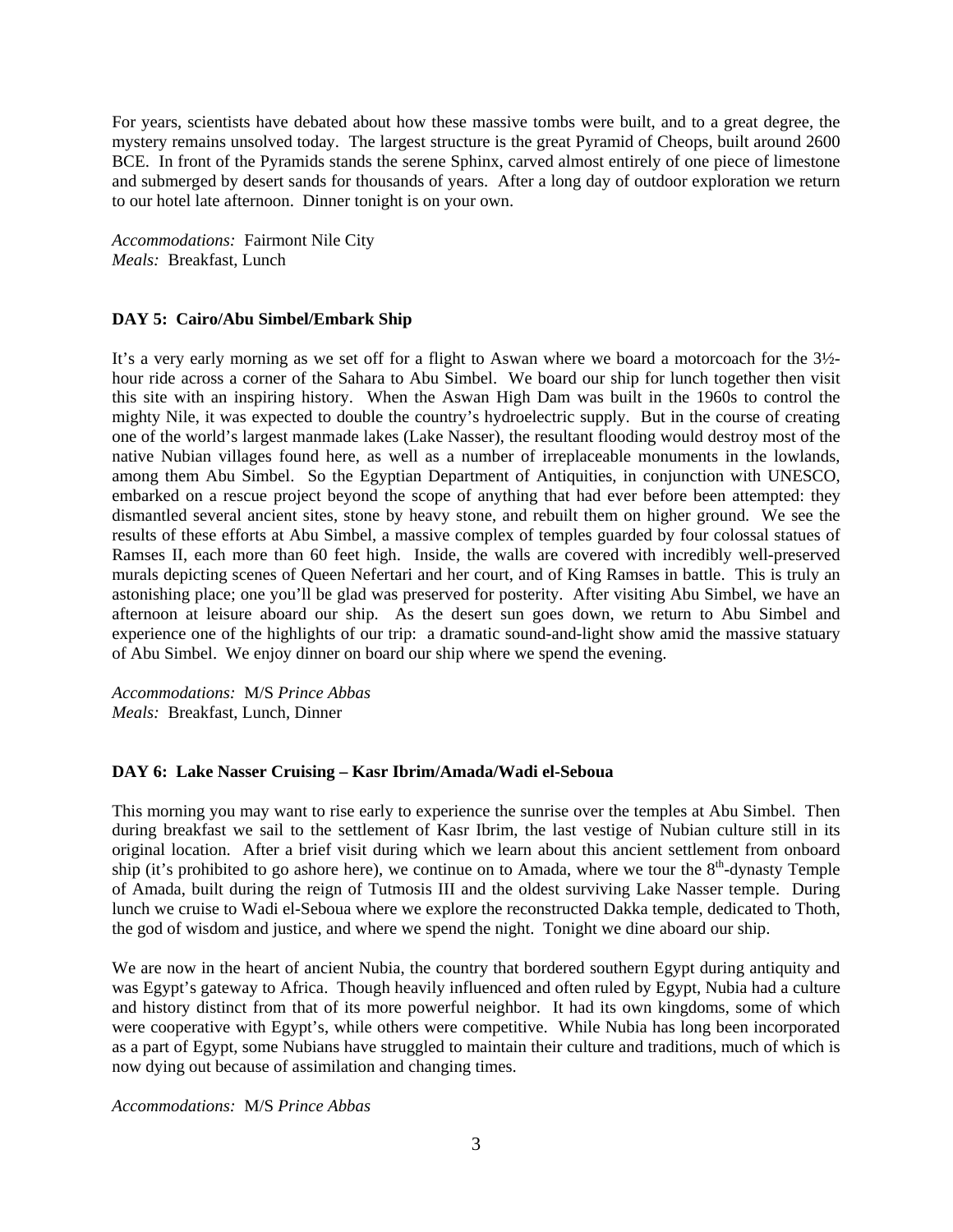For years, scientists have debated about how these massive tombs were built, and to a great degree, the mystery remains unsolved today. The largest structure is the great Pyramid of Cheops, built around 2600 BCE. In front of the Pyramids stands the serene Sphinx, carved almost entirely of one piece of limestone and submerged by desert sands for thousands of years. After a long day of outdoor exploration we return to our hotel late afternoon. Dinner tonight is on your own.

*Accommodations:* Fairmont Nile City
*Meals:* Breakfast, Lunch

**DAY 5: Cairo/Abu Simbel/Embark Ship**

It's a very early morning as we set off for a flight to Aswan where we board a motorcoach for the 3½-hour ride across a corner of the Sahara to Abu Simbel. We board our ship for lunch together then visit this site with an inspiring history. When the Aswan High Dam was built in the 1960s to control the mighty Nile, it was expected to double the country's hydroelectric supply. But in the course of creating one of the world's largest manmade lakes (Lake Nasser), the resultant flooding would destroy most of the native Nubian villages found here, as well as a number of irreplaceable monuments in the lowlands, among them Abu Simbel. So the Egyptian Department of Antiquities, in conjunction with UNESCO, embarked on a rescue project beyond the scope of anything that had ever before been attempted: they dismantled several ancient sites, stone by heavy stone, and rebuilt them on higher ground. We see the results of these efforts at Abu Simbel, a massive complex of temples guarded by four colossal statues of Ramses II, each more than 60 feet high. Inside, the walls are covered with incredibly well-preserved murals depicting scenes of Queen Nefertari and her court, and of King Ramses in battle. This is truly an astonishing place; one you'll be glad was preserved for posterity. After visiting Abu Simbel, we have an afternoon at leisure aboard our ship. As the desert sun goes down, we return to Abu Simbel and experience one of the highlights of our trip: a dramatic sound-and-light show amid the massive statuary of Abu Simbel. We enjoy dinner on board our ship where we spend the evening.

*Accommodations:* M/S *Prince Abbas*
*Meals:* Breakfast, Lunch, Dinner

**DAY 6: Lake Nasser Cruising – Kasr Ibrim/Amada/Wadi el-Seboua**

This morning you may want to rise early to experience the sunrise over the temples at Abu Simbel. Then during breakfast we sail to the settlement of Kasr Ibrim, the last vestige of Nubian culture still in its original location. After a brief visit during which we learn about this ancient settlement from onboard ship (it's prohibited to go ashore here), we continue on to Amada, where we tour the 8th-dynasty Temple of Amada, built during the reign of Tutmosis III and the oldest surviving Lake Nasser temple. During lunch we cruise to Wadi el-Seboua where we explore the reconstructed Dakka temple, dedicated to Thoth, the god of wisdom and justice, and where we spend the night. Tonight we dine aboard our ship.

We are now in the heart of ancient Nubia, the country that bordered southern Egypt during antiquity and was Egypt's gateway to Africa. Though heavily influenced and often ruled by Egypt, Nubia had a culture and history distinct from that of its more powerful neighbor. It had its own kingdoms, some of which were cooperative with Egypt's, while others were competitive. While Nubia has long been incorporated as a part of Egypt, some Nubians have struggled to maintain their culture and traditions, much of which is now dying out because of assimilation and changing times.

*Accommodations:* M/S *Prince Abbas*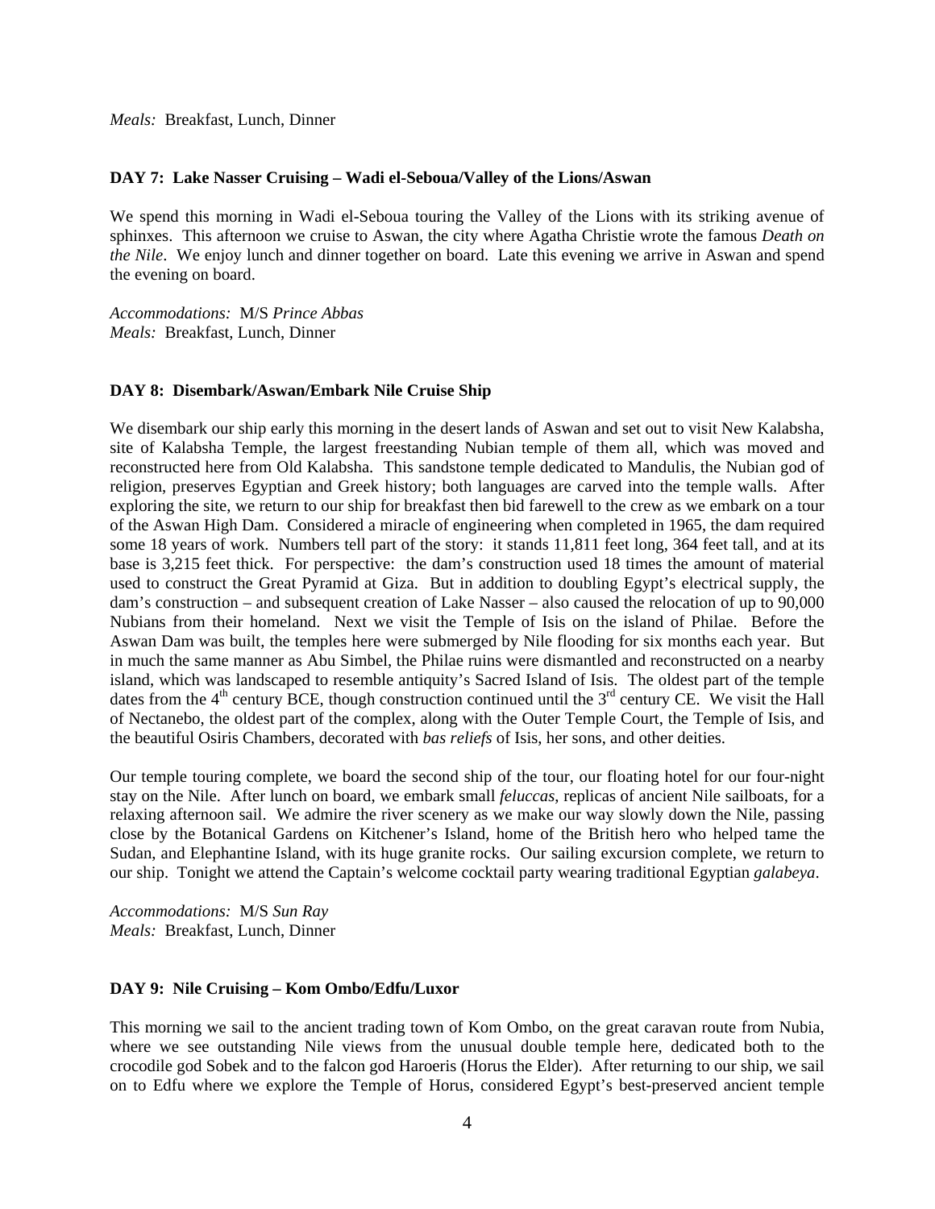*Meals:* Breakfast, Lunch, Dinner

**DAY 7: Lake Nasser Cruising – Wadi el-Seboua/Valley of the Lions/Aswan**

We spend this morning in Wadi el-Seboua touring the Valley of the Lions with its striking avenue of sphinxes. This afternoon we cruise to Aswan, the city where Agatha Christie wrote the famous *Death on the Nile*. We enjoy lunch and dinner together on board. Late this evening we arrive in Aswan and spend the evening on board.

*Accommodations:* M/S *Prince Abbas*
*Meals:* Breakfast, Lunch, Dinner

**DAY 8: Disembark/Aswan/Embark Nile Cruise Ship**

We disembark our ship early this morning in the desert lands of Aswan and set out to visit New Kalabsha, site of Kalabsha Temple, the largest freestanding Nubian temple of them all, which was moved and reconstructed here from Old Kalabsha. This sandstone temple dedicated to Mandulis, the Nubian god of religion, preserves Egyptian and Greek history; both languages are carved into the temple walls. After exploring the site, we return to our ship for breakfast then bid farewell to the crew as we embark on a tour of the Aswan High Dam. Considered a miracle of engineering when completed in 1965, the dam required some 18 years of work. Numbers tell part of the story: it stands 11,811 feet long, 364 feet tall, and at its base is 3,215 feet thick. For perspective: the dam's construction used 18 times the amount of material used to construct the Great Pyramid at Giza. But in addition to doubling Egypt's electrical supply, the dam's construction – and subsequent creation of Lake Nasser – also caused the relocation of up to 90,000 Nubians from their homeland. Next we visit the Temple of Isis on the island of Philae. Before the Aswan Dam was built, the temples here were submerged by Nile flooding for six months each year. But in much the same manner as Abu Simbel, the Philae ruins were dismantled and reconstructed on a nearby island, which was landscaped to resemble antiquity's Sacred Island of Isis. The oldest part of the temple dates from the 4th century BCE, though construction continued until the 3rd century CE. We visit the Hall of Nectanebo, the oldest part of the complex, along with the Outer Temple Court, the Temple of Isis, and the beautiful Osiris Chambers, decorated with *bas reliefs* of Isis, her sons, and other deities.

Our temple touring complete, we board the second ship of the tour, our floating hotel for our four-night stay on the Nile. After lunch on board, we embark small *feluccas*, replicas of ancient Nile sailboats, for a relaxing afternoon sail. We admire the river scenery as we make our way slowly down the Nile, passing close by the Botanical Gardens on Kitchener's Island, home of the British hero who helped tame the Sudan, and Elephantine Island, with its huge granite rocks. Our sailing excursion complete, we return to our ship. Tonight we attend the Captain's welcome cocktail party wearing traditional Egyptian *galabeya*.

*Accommodations:* M/S *Sun Ray*
*Meals:* Breakfast, Lunch, Dinner

**DAY 9: Nile Cruising – Kom Ombo/Edfu/Luxor**

This morning we sail to the ancient trading town of Kom Ombo, on the great caravan route from Nubia, where we see outstanding Nile views from the unusual double temple here, dedicated both to the crocodile god Sobek and to the falcon god Haroeris (Horus the Elder). After returning to our ship, we sail on to Edfu where we explore the Temple of Horus, considered Egypt's best-preserved ancient temple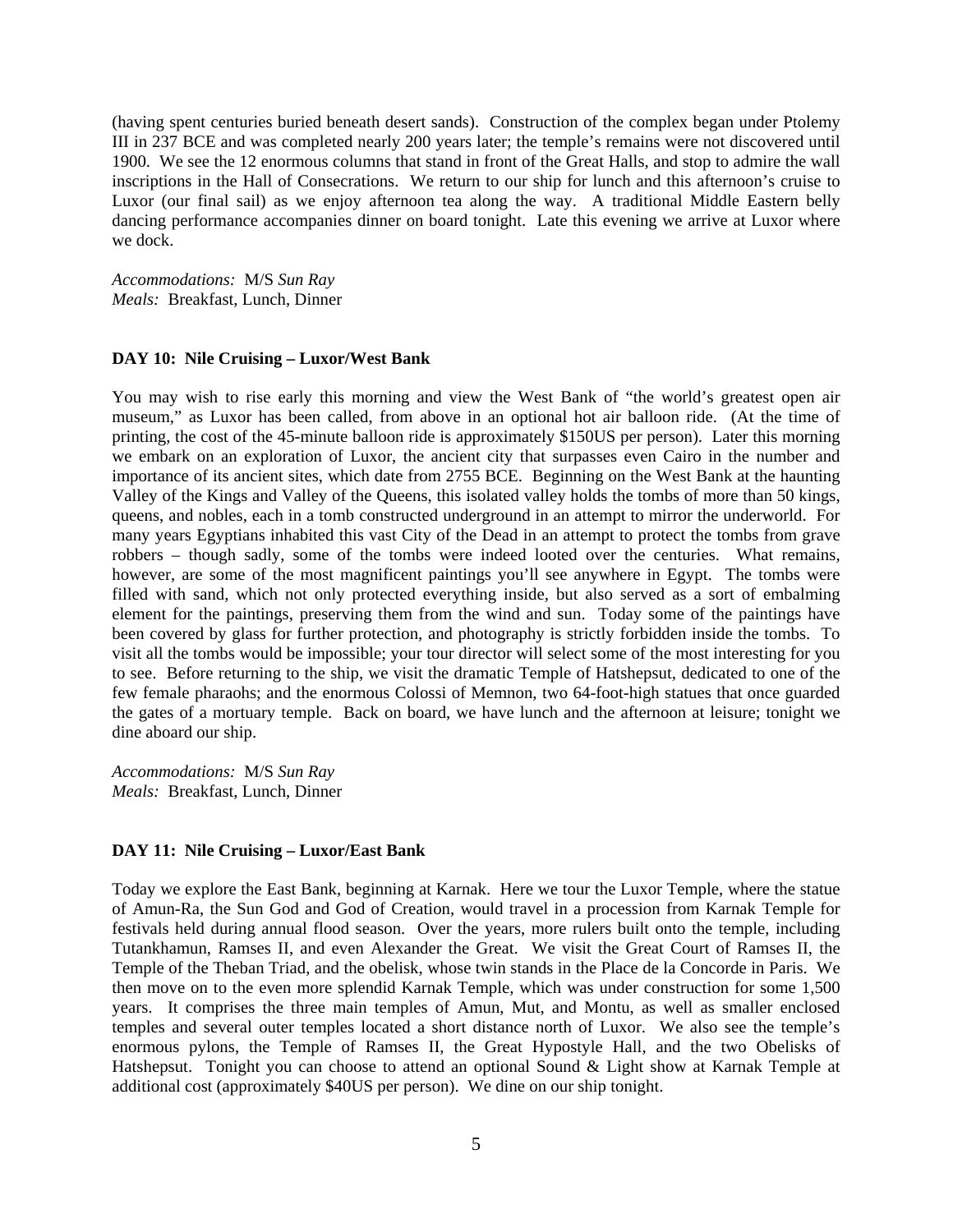(having spent centuries buried beneath desert sands). Construction of the complex began under Ptolemy III in 237 BCE and was completed nearly 200 years later; the temple's remains were not discovered until 1900. We see the 12 enormous columns that stand in front of the Great Halls, and stop to admire the wall inscriptions in the Hall of Consecrations. We return to our ship for lunch and this afternoon's cruise to Luxor (our final sail) as we enjoy afternoon tea along the way. A traditional Middle Eastern belly dancing performance accompanies dinner on board tonight. Late this evening we arrive at Luxor where we dock.

*Accommodations:* M/S *Sun Ray*
*Meals:* Breakfast, Lunch, Dinner

**DAY 10: Nile Cruising – Luxor/West Bank**

You may wish to rise early this morning and view the West Bank of "the world's greatest open air museum," as Luxor has been called, from above in an optional hot air balloon ride. (At the time of printing, the cost of the 45-minute balloon ride is approximately $150US per person). Later this morning we embark on an exploration of Luxor, the ancient city that surpasses even Cairo in the number and importance of its ancient sites, which date from 2755 BCE. Beginning on the West Bank at the haunting Valley of the Kings and Valley of the Queens, this isolated valley holds the tombs of more than 50 kings, queens, and nobles, each in a tomb constructed underground in an attempt to mirror the underworld. For many years Egyptians inhabited this vast City of the Dead in an attempt to protect the tombs from grave robbers – though sadly, some of the tombs were indeed looted over the centuries. What remains, however, are some of the most magnificent paintings you'll see anywhere in Egypt. The tombs were filled with sand, which not only protected everything inside, but also served as a sort of embalming element for the paintings, preserving them from the wind and sun. Today some of the paintings have been covered by glass for further protection, and photography is strictly forbidden inside the tombs. To visit all the tombs would be impossible; your tour director will select some of the most interesting for you to see. Before returning to the ship, we visit the dramatic Temple of Hatshepsut, dedicated to one of the few female pharaohs; and the enormous Colossi of Memnon, two 64-foot-high statues that once guarded the gates of a mortuary temple. Back on board, we have lunch and the afternoon at leisure; tonight we dine aboard our ship.

*Accommodations:* M/S *Sun Ray*
*Meals:* Breakfast, Lunch, Dinner

**DAY 11: Nile Cruising – Luxor/East Bank**

Today we explore the East Bank, beginning at Karnak. Here we tour the Luxor Temple, where the statue of Amun-Ra, the Sun God and God of Creation, would travel in a procession from Karnak Temple for festivals held during annual flood season. Over the years, more rulers built onto the temple, including Tutankhamun, Ramses II, and even Alexander the Great. We visit the Great Court of Ramses II, the Temple of the Theban Triad, and the obelisk, whose twin stands in the Place de la Concorde in Paris. We then move on to the even more splendid Karnak Temple, which was under construction for some 1,500 years. It comprises the three main temples of Amun, Mut, and Montu, as well as smaller enclosed temples and several outer temples located a short distance north of Luxor. We also see the temple's enormous pylons, the Temple of Ramses II, the Great Hypostyle Hall, and the two Obelisks of Hatshepsut. Tonight you can choose to attend an optional Sound & Light show at Karnak Temple at additional cost (approximately $40US per person). We dine on our ship tonight.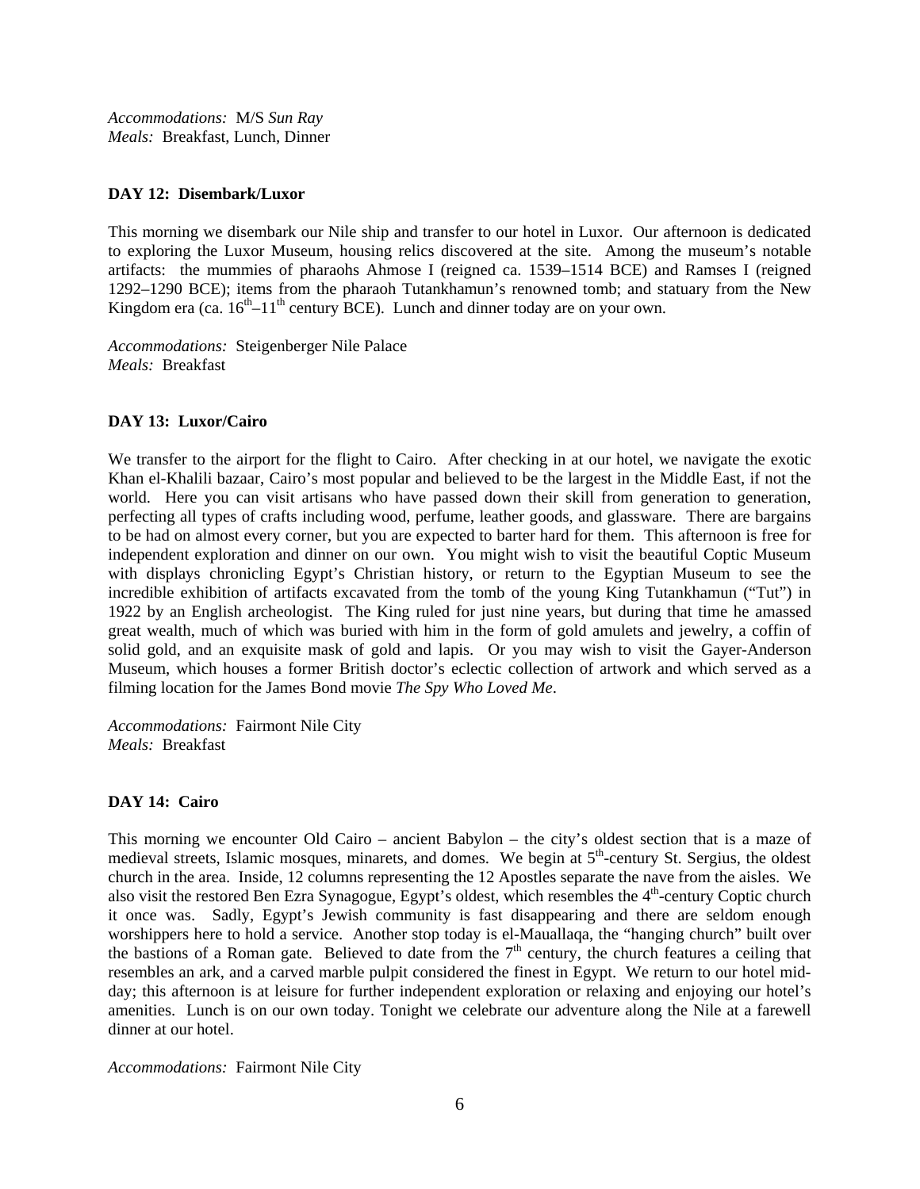*Accommodations:* M/S *Sun Ray*
*Meals:* Breakfast, Lunch, Dinner

**DAY 12: Disembark/Luxor**

This morning we disembark our Nile ship and transfer to our hotel in Luxor. Our afternoon is dedicated to exploring the Luxor Museum, housing relics discovered at the site. Among the museum's notable artifacts: the mummies of pharaohs Ahmose I (reigned ca. 1539–1514 BCE) and Ramses I (reigned 1292–1290 BCE); items from the pharaoh Tutankhamun's renowned tomb; and statuary from the New Kingdom era (ca. 16th–11th century BCE). Lunch and dinner today are on your own.

*Accommodations:* Steigenberger Nile Palace
*Meals:* Breakfast

**DAY 13: Luxor/Cairo**

We transfer to the airport for the flight to Cairo. After checking in at our hotel, we navigate the exotic Khan el-Khalili bazaar, Cairo's most popular and believed to be the largest in the Middle East, if not the world. Here you can visit artisans who have passed down their skill from generation to generation, perfecting all types of crafts including wood, perfume, leather goods, and glassware. There are bargains to be had on almost every corner, but you are expected to barter hard for them. This afternoon is free for independent exploration and dinner on our own. You might wish to visit the beautiful Coptic Museum with displays chronicling Egypt's Christian history, or return to the Egyptian Museum to see the incredible exhibition of artifacts excavated from the tomb of the young King Tutankhamun ("Tut") in 1922 by an English archeologist. The King ruled for just nine years, but during that time he amassed great wealth, much of which was buried with him in the form of gold amulets and jewelry, a coffin of solid gold, and an exquisite mask of gold and lapis. Or you may wish to visit the Gayer-Anderson Museum, which houses a former British doctor's eclectic collection of artwork and which served as a filming location for the James Bond movie *The Spy Who Loved Me*.

*Accommodations:* Fairmont Nile City
*Meals:* Breakfast

**DAY 14: Cairo**

This morning we encounter Old Cairo – ancient Babylon – the city's oldest section that is a maze of medieval streets, Islamic mosques, minarets, and domes. We begin at 5th-century St. Sergius, the oldest church in the area. Inside, 12 columns representing the 12 Apostles separate the nave from the aisles. We also visit the restored Ben Ezra Synagogue, Egypt's oldest, which resembles the 4th-century Coptic church it once was. Sadly, Egypt's Jewish community is fast disappearing and there are seldom enough worshippers here to hold a service. Another stop today is el-Mauallaqa, the "hanging church" built over the bastions of a Roman gate. Believed to date from the 7th century, the church features a ceiling that resembles an ark, and a carved marble pulpit considered the finest in Egypt. We return to our hotel mid-day; this afternoon is at leisure for further independent exploration or relaxing and enjoying our hotel's amenities. Lunch is on our own today. Tonight we celebrate our adventure along the Nile at a farewell dinner at our hotel.

*Accommodations:* Fairmont Nile City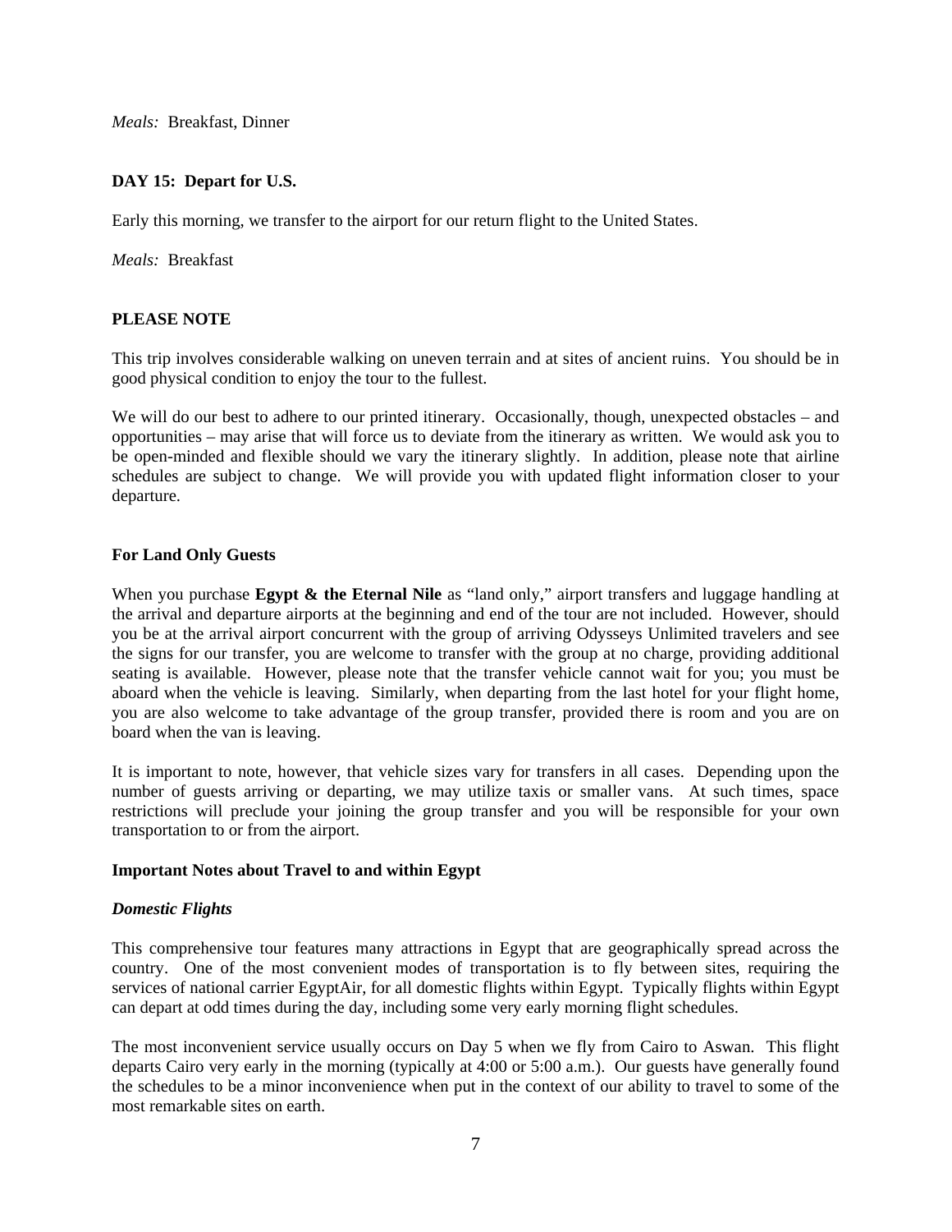*Meals:* Breakfast, Dinner

**DAY 15: Depart for U.S.**

Early this morning, we transfer to the airport for our return flight to the United States.

*Meals:* Breakfast

**PLEASE NOTE**

This trip involves considerable walking on uneven terrain and at sites of ancient ruins. You should be in good physical condition to enjoy the tour to the fullest.

We will do our best to adhere to our printed itinerary. Occasionally, though, unexpected obstacles – and opportunities – may arise that will force us to deviate from the itinerary as written. We would ask you to be open-minded and flexible should we vary the itinerary slightly. In addition, please note that airline schedules are subject to change. We will provide you with updated flight information closer to your departure.

**For Land Only Guests**

When you purchase **Egypt & the Eternal Nile** as "land only," airport transfers and luggage handling at the arrival and departure airports at the beginning and end of the tour are not included. However, should you be at the arrival airport concurrent with the group of arriving Odysseys Unlimited travelers and see the signs for our transfer, you are welcome to transfer with the group at no charge, providing additional seating is available. However, please note that the transfer vehicle cannot wait for you; you must be aboard when the vehicle is leaving. Similarly, when departing from the last hotel for your flight home, you are also welcome to take advantage of the group transfer, provided there is room and you are on board when the van is leaving.

It is important to note, however, that vehicle sizes vary for transfers in all cases. Depending upon the number of guests arriving or departing, we may utilize taxis or smaller vans. At such times, space restrictions will preclude your joining the group transfer and you will be responsible for your own transportation to or from the airport.

**Important Notes about Travel to and within Egypt**

***Domestic Flights***

This comprehensive tour features many attractions in Egypt that are geographically spread across the country. One of the most convenient modes of transportation is to fly between sites, requiring the services of national carrier EgyptAir, for all domestic flights within Egypt. Typically flights within Egypt can depart at odd times during the day, including some very early morning flight schedules.

The most inconvenient service usually occurs on Day 5 when we fly from Cairo to Aswan. This flight departs Cairo very early in the morning (typically at 4:00 or 5:00 a.m.). Our guests have generally found the schedules to be a minor inconvenience when put in the context of our ability to travel to some of the most remarkable sites on earth.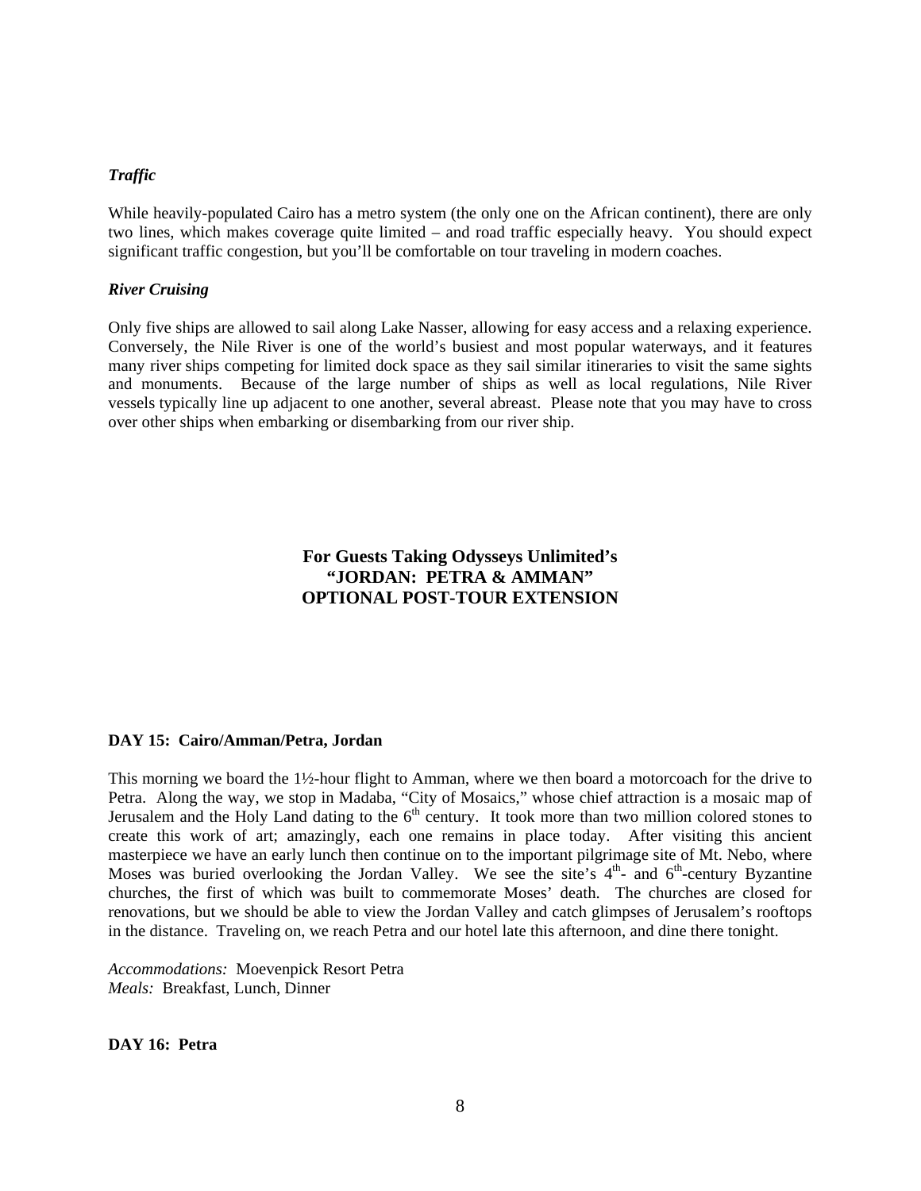***Traffic***

While heavily-populated Cairo has a metro system (the only one on the African continent), there are only two lines, which makes coverage quite limited – and road traffic especially heavy. You should expect significant traffic congestion, but you'll be comfortable on tour traveling in modern coaches.

***River Cruising***

Only five ships are allowed to sail along Lake Nasser, allowing for easy access and a relaxing experience. Conversely, the Nile River is one of the world's busiest and most popular waterways, and it features many river ships competing for limited dock space as they sail similar itineraries to visit the same sights and monuments. Because of the large number of ships as well as local regulations, Nile River vessels typically line up adjacent to one another, several abreast. Please note that you may have to cross over other ships when embarking or disembarking from our river ship.

## For Guests Taking Odysseys Unlimited's "JORDAN: PETRA & AMMAN" OPTIONAL POST-TOUR EXTENSION

**DAY 15: Cairo/Amman/Petra, Jordan**

This morning we board the 1½-hour flight to Amman, where we then board a motorcoach for the drive to Petra. Along the way, we stop in Madaba, "City of Mosaics," whose chief attraction is a mosaic map of Jerusalem and the Holy Land dating to the 6th century. It took more than two million colored stones to create this work of art; amazingly, each one remains in place today. After visiting this ancient masterpiece we have an early lunch then continue on to the important pilgrimage site of Mt. Nebo, where Moses was buried overlooking the Jordan Valley. We see the site's 4th- and 6th-century Byzantine churches, the first of which was built to commemorate Moses' death. The churches are closed for renovations, but we should be able to view the Jordan Valley and catch glimpses of Jerusalem's rooftops in the distance. Traveling on, we reach Petra and our hotel late this afternoon, and dine there tonight.

*Accommodations:* Moevenpick Resort Petra
*Meals:* Breakfast, Lunch, Dinner

**DAY 16: Petra**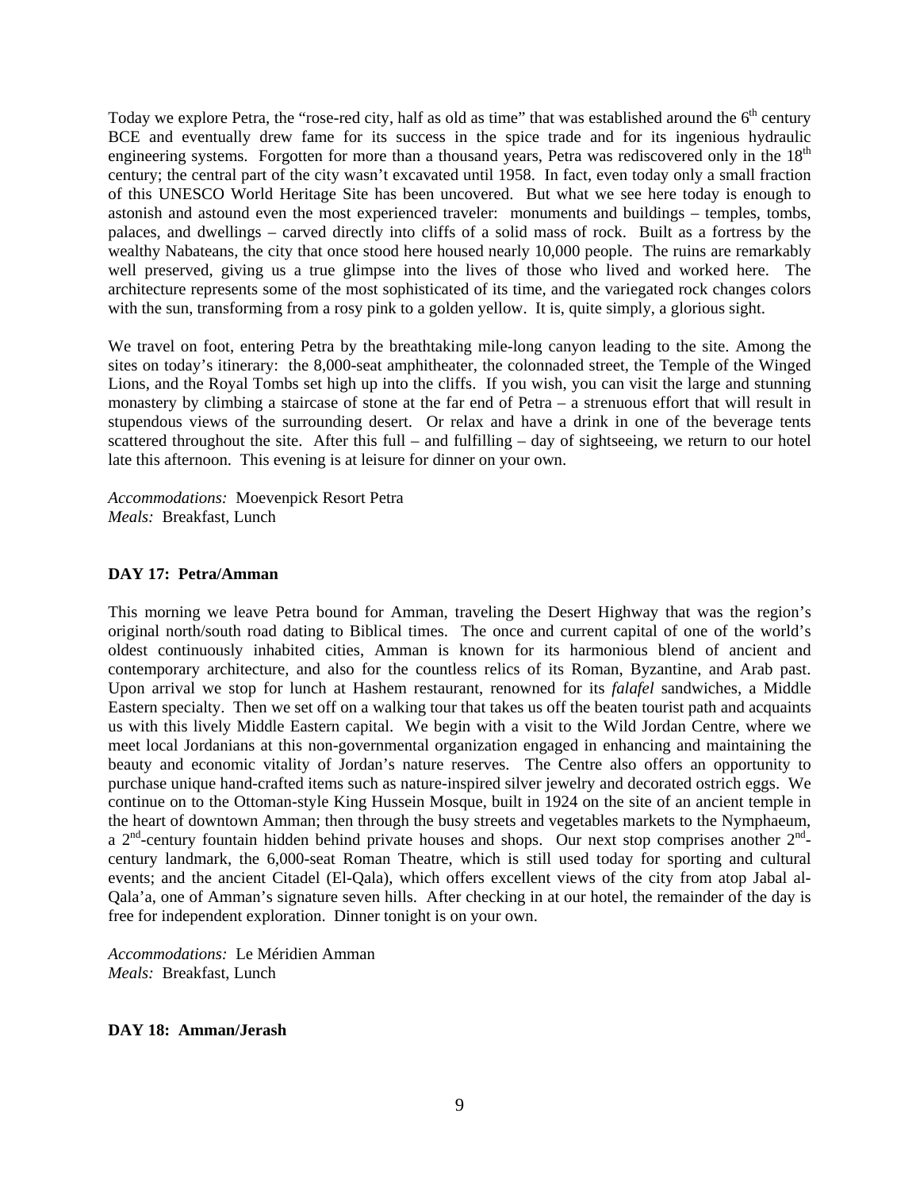Today we explore Petra, the "rose-red city, half as old as time" that was established around the 6th century BCE and eventually drew fame for its success in the spice trade and for its ingenious hydraulic engineering systems. Forgotten for more than a thousand years, Petra was rediscovered only in the 18th century; the central part of the city wasn't excavated until 1958. In fact, even today only a small fraction of this UNESCO World Heritage Site has been uncovered. But what we see here today is enough to astonish and astound even the most experienced traveler: monuments and buildings – temples, tombs, palaces, and dwellings – carved directly into cliffs of a solid mass of rock. Built as a fortress by the wealthy Nabateans, the city that once stood here housed nearly 10,000 people. The ruins are remarkably well preserved, giving us a true glimpse into the lives of those who lived and worked here. The architecture represents some of the most sophisticated of its time, and the variegated rock changes colors with the sun, transforming from a rosy pink to a golden yellow. It is, quite simply, a glorious sight.

We travel on foot, entering Petra by the breathtaking mile-long canyon leading to the site. Among the sites on today's itinerary: the 8,000-seat amphitheater, the colonnaded street, the Temple of the Winged Lions, and the Royal Tombs set high up into the cliffs. If you wish, you can visit the large and stunning monastery by climbing a staircase of stone at the far end of Petra – a strenuous effort that will result in stupendous views of the surrounding desert. Or relax and have a drink in one of the beverage tents scattered throughout the site. After this full – and fulfilling – day of sightseeing, we return to our hotel late this afternoon. This evening is at leisure for dinner on your own.

*Accommodations:* Moevenpick Resort Petra
*Meals:* Breakfast, Lunch

**DAY 17: Petra/Amman**

This morning we leave Petra bound for Amman, traveling the Desert Highway that was the region's original north/south road dating to Biblical times. The once and current capital of one of the world's oldest continuously inhabited cities, Amman is known for its harmonious blend of ancient and contemporary architecture, and also for the countless relics of its Roman, Byzantine, and Arab past. Upon arrival we stop for lunch at Hashem restaurant, renowned for its *falafel* sandwiches, a Middle Eastern specialty. Then we set off on a walking tour that takes us off the beaten tourist path and acquaints us with this lively Middle Eastern capital. We begin with a visit to the Wild Jordan Centre, where we meet local Jordanians at this non-governmental organization engaged in enhancing and maintaining the beauty and economic vitality of Jordan's nature reserves. The Centre also offers an opportunity to purchase unique hand-crafted items such as nature-inspired silver jewelry and decorated ostrich eggs. We continue on to the Ottoman-style King Hussein Mosque, built in 1924 on the site of an ancient temple in the heart of downtown Amman; then through the busy streets and vegetables markets to the Nymphaeum, a 2nd-century fountain hidden behind private houses and shops. Our next stop comprises another 2nd-century landmark, the 6,000-seat Roman Theatre, which is still used today for sporting and cultural events; and the ancient Citadel (El-Qala), which offers excellent views of the city from atop Jabal al-Qala'a, one of Amman's signature seven hills. After checking in at our hotel, the remainder of the day is free for independent exploration. Dinner tonight is on your own.

*Accommodations:* Le Méridien Amman
*Meals:* Breakfast, Lunch

**DAY 18: Amman/Jerash**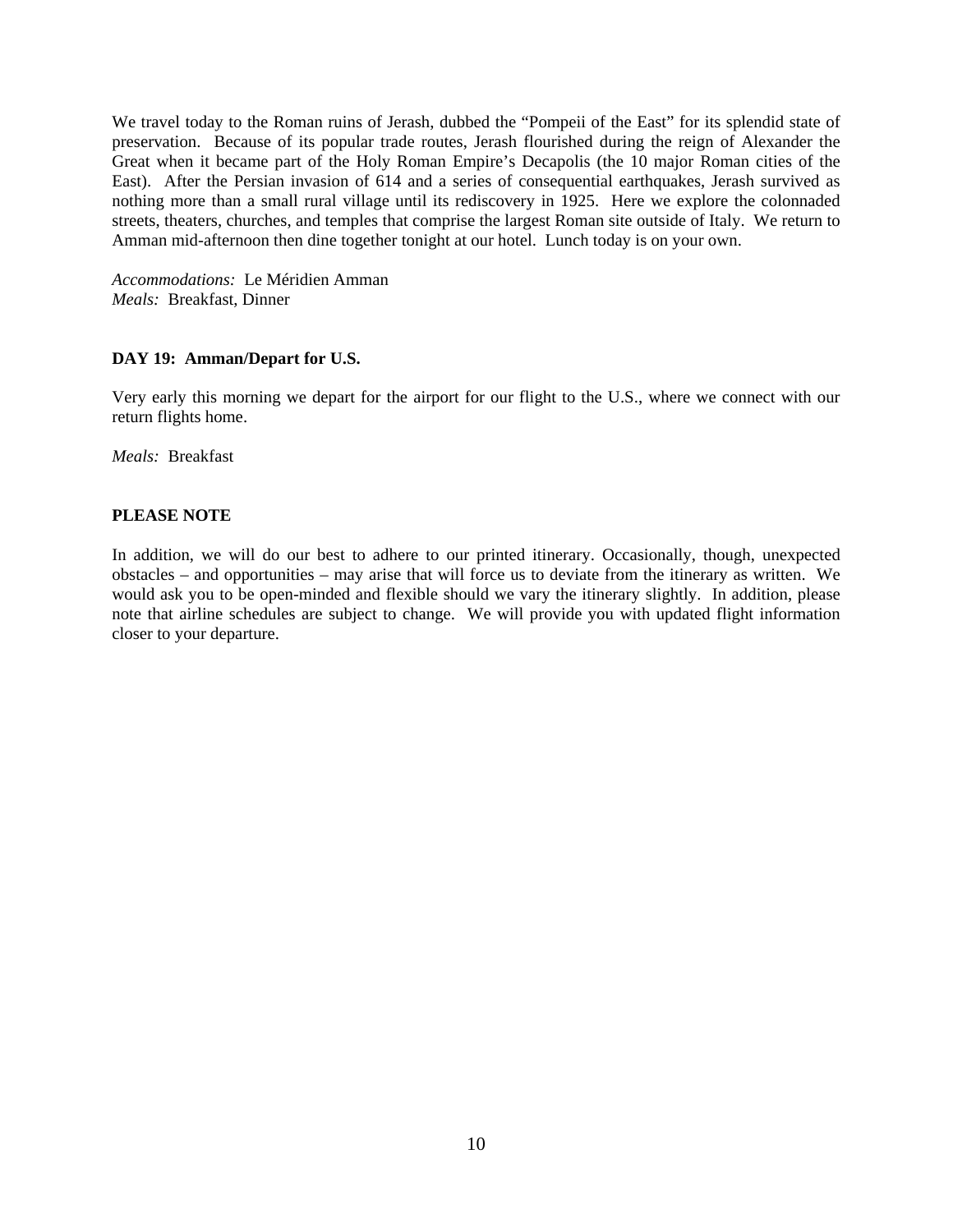We travel today to the Roman ruins of Jerash, dubbed the "Pompeii of the East" for its splendid state of preservation. Because of its popular trade routes, Jerash flourished during the reign of Alexander the Great when it became part of the Holy Roman Empire's Decapolis (the 10 major Roman cities of the East). After the Persian invasion of 614 and a series of consequential earthquakes, Jerash survived as nothing more than a small rural village until its rediscovery in 1925. Here we explore the colonnaded streets, theaters, churches, and temples that comprise the largest Roman site outside of Italy. We return to Amman mid-afternoon then dine together tonight at our hotel. Lunch today is on your own.

*Accommodations:* Le Méridien Amman
*Meals:* Breakfast, Dinner

**DAY 19: Amman/Depart for U.S.**

Very early this morning we depart for the airport for our flight to the U.S., where we connect with our return flights home.

*Meals:* Breakfast

**PLEASE NOTE**

In addition, we will do our best to adhere to our printed itinerary. Occasionally, though, unexpected obstacles – and opportunities – may arise that will force us to deviate from the itinerary as written. We would ask you to be open-minded and flexible should we vary the itinerary slightly. In addition, please note that airline schedules are subject to change. We will provide you with updated flight information closer to your departure.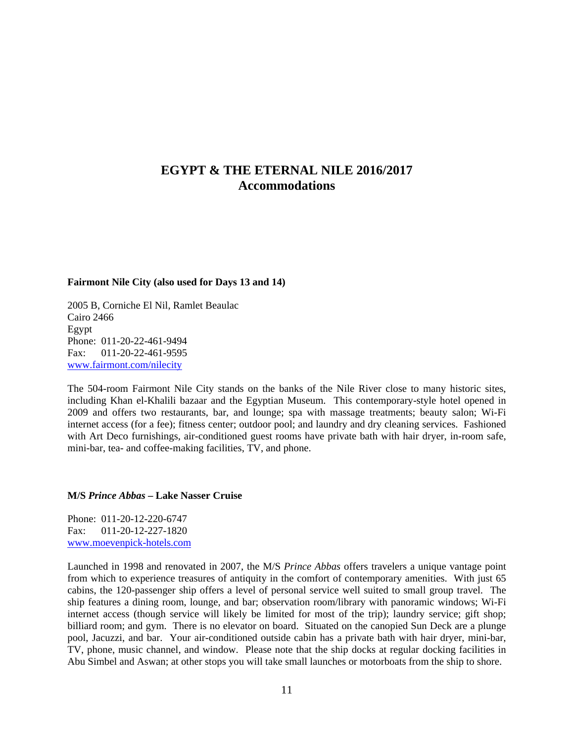# EGYPT & THE ETERNAL NILE 2016/2017
## Accommodations

**Fairmont Nile City (also used for Days 13 and 14)**

2005 B, Corniche El Nil, Ramlet Beaulac
Cairo 2466
Egypt
Phone: 011-20-22-461-9494
Fax: 011-20-22-461-9595
www.fairmont.com/nilecity

The 504-room Fairmont Nile City stands on the banks of the Nile River close to many historic sites, including Khan el-Khalili bazaar and the Egyptian Museum. This contemporary-style hotel opened in 2009 and offers two restaurants, bar, and lounge; spa with massage treatments; beauty salon; Wi-Fi internet access (for a fee); fitness center; outdoor pool; and laundry and dry cleaning services. Fashioned with Art Deco furnishings, air-conditioned guest rooms have private bath with hair dryer, in-room safe, mini-bar, tea- and coffee-making facilities, TV, and phone.

**M/S *Prince Abbas* – Lake Nasser Cruise**

Phone: 011-20-12-220-6747
Fax: 011-20-12-227-1820
www.moevenpick-hotels.com

Launched in 1998 and renovated in 2007, the M/S *Prince Abbas* offers travelers a unique vantage point from which to experience treasures of antiquity in the comfort of contemporary amenities. With just 65 cabins, the 120-passenger ship offers a level of personal service well suited to small group travel. The ship features a dining room, lounge, and bar; observation room/library with panoramic windows; Wi-Fi internet access (though service will likely be limited for most of the trip); laundry service; gift shop; billiard room; and gym. There is no elevator on board. Situated on the canopied Sun Deck are a plunge pool, Jacuzzi, and bar. Your air-conditioned outside cabin has a private bath with hair dryer, mini-bar, TV, phone, music channel, and window. Please note that the ship docks at regular docking facilities in Abu Simbel and Aswan; at other stops you will take small launches or motorboats from the ship to shore.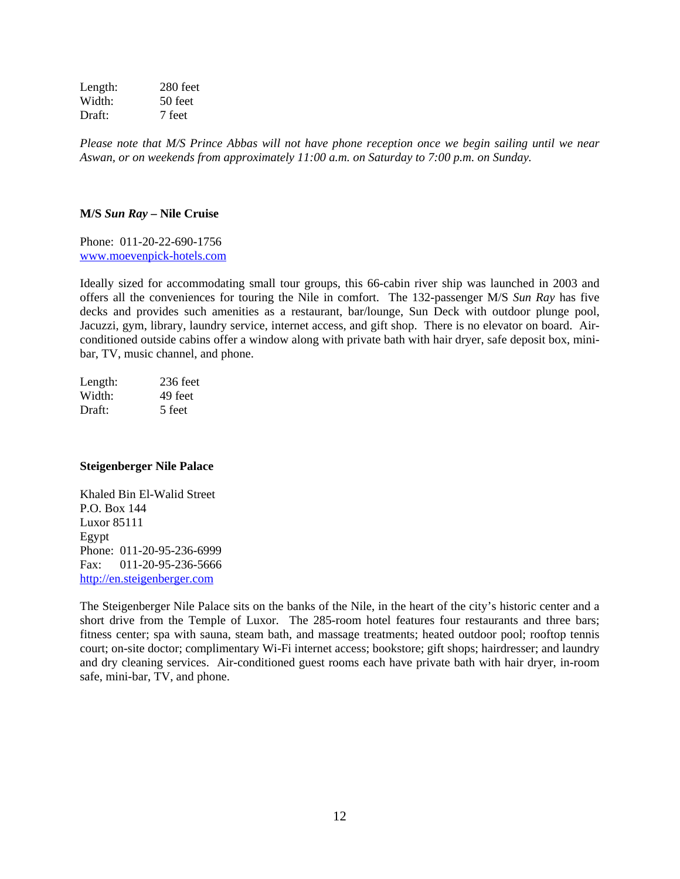| | |
|---|---|
| Length: | 280 feet |
| Width: | 50 feet |
| Draft: | 7 feet |

*Please note that M/S Prince Abbas will not have phone reception once we begin sailing until we near Aswan, or on weekends from approximately 11:00 a.m. on Saturday to 7:00 p.m. on Sunday.*

**M/S *Sun Ray* – Nile Cruise**

Phone: 011-20-22-690-1756
[www.moevenpick-hotels.com](www.moevenpick-hotels.com)

Ideally sized for accommodating small tour groups, this 66-cabin river ship was launched in 2003 and offers all the conveniences for touring the Nile in comfort. The 132-passenger M/S *Sun Ray* has five decks and provides such amenities as a restaurant, bar/lounge, Sun Deck with outdoor plunge pool, Jacuzzi, gym, library, laundry service, internet access, and gift shop. There is no elevator on board. Air-conditioned outside cabins offer a window along with private bath with hair dryer, safe deposit box, mini-bar, TV, music channel, and phone.

| | |
|---|---|
| Length: | 236 feet |
| Width: | 49 feet |
| Draft: | 5 feet |

**Steigenberger Nile Palace**

Khaled Bin El-Walid Street
P.O. Box 144
Luxor 85111
Egypt
Phone: 011-20-95-236-6999
Fax: 011-20-95-236-5666
[http://en.steigenberger.com](http://en.steigenberger.com)

The Steigenberger Nile Palace sits on the banks of the Nile, in the heart of the city's historic center and a short drive from the Temple of Luxor. The 285-room hotel features four restaurants and three bars; fitness center; spa with sauna, steam bath, and massage treatments; heated outdoor pool; rooftop tennis court; on-site doctor; complimentary Wi-Fi internet access; bookstore; gift shops; hairdresser; and laundry and dry cleaning services. Air-conditioned guest rooms each have private bath with hair dryer, in-room safe, mini-bar, TV, and phone.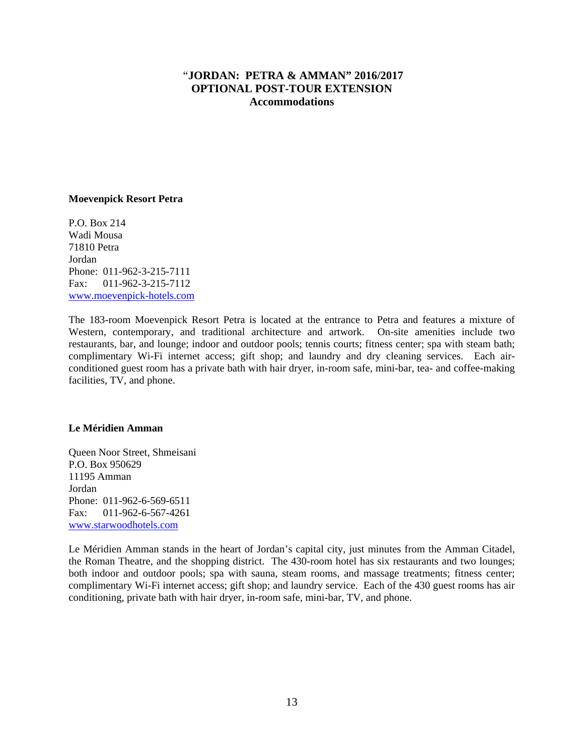# "JORDAN: PETRA & AMMAN" 2016/2017
# OPTIONAL POST-TOUR EXTENSION
## Accommodations

**Moevenpick Resort Petra**

P.O. Box 214
Wadi Mousa
71810 Petra
Jordan
Phone: 011-962-3-215-7111
Fax: 011-962-3-215-7112
www.moevenpick-hotels.com

The 183-room Moevenpick Resort Petra is located at the entrance to Petra and features a mixture of Western, contemporary, and traditional architecture and artwork. On-site amenities include two restaurants, bar, and lounge; indoor and outdoor pools; tennis courts; fitness center; spa with steam bath; complimentary Wi-Fi internet access; gift shop; and laundry and dry cleaning services. Each air-conditioned guest room has a private bath with hair dryer, in-room safe, mini-bar, tea- and coffee-making facilities, TV, and phone.

**Le Méridien Amman**

Queen Noor Street, Shmeisani
P.O. Box 950629
11195 Amman
Jordan
Phone: 011-962-6-569-6511
Fax: 011-962-6-567-4261
www.starwoodhotels.com

Le Méridien Amman stands in the heart of Jordan's capital city, just minutes from the Amman Citadel, the Roman Theatre, and the shopping district. The 430-room hotel has six restaurants and two lounges; both indoor and outdoor pools; spa with sauna, steam rooms, and massage treatments; fitness center; complimentary Wi-Fi internet access; gift shop; and laundry service. Each of the 430 guest rooms has air conditioning, private bath with hair dryer, in-room safe, mini-bar, TV, and phone.